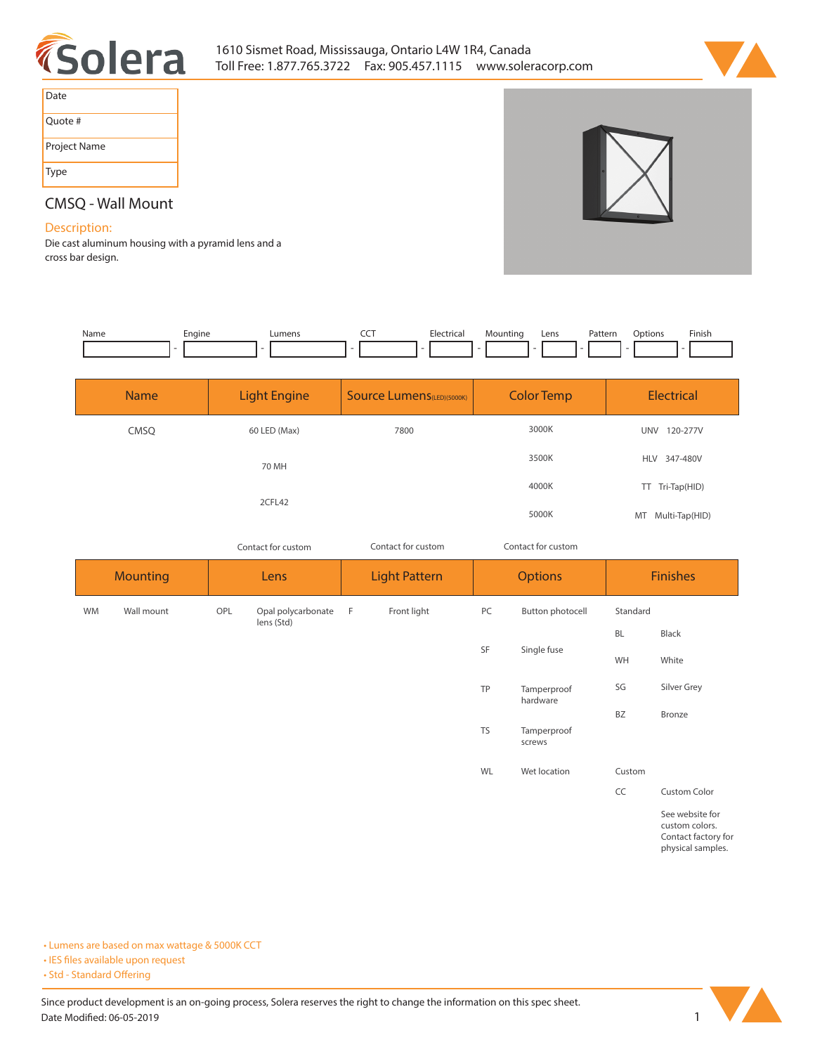1610 Sismet Road, Mississauga, Ontario L4W 1R4, Canada
Toll Free: 1.877.765.3722 Fax: 905.457.1115 www.soleracorp.com

| Date |
|---|
| Quote # |
| Project Name |
| Type |

## CMSQ - Wall Mount

**Description:**

Die cast aluminum housing with a pyramid lens and a cross bar design.

| Name | Engine | Lumens | CCT | Electrical | Mounting | Lens | Pattern | Options | Finish |
|---|---|---|---|---|---|---|---|---|---|
| | | | | | | | | | |

| Name | Light Engine | Source Lumens(LED)(5000K) | Color Temp | Electrical |
|---|---|---|---|---|
| CMSQ | 60 LED (Max) | 7800 | 3000K | UNV 120-277V |
| | 70 MH | | 3500K | HLV 347-480V |
| | 2CFL42 | | 4000K | TT Tri-Tap(HID) |
| | | | 5000K | MT Multi-Tap(HID) |
| | Contact for custom | Contact for custom | Contact for custom | |

| Mounting | Lens | Light Pattern | Options | Finishes |
|---|---|---|---|---|
| WM Wall mount | OPL Opal polycarbonate lens (Std) | F Front light | PC Button photocell | Standard |
| | | | | BL Black |
| | | | SF Single fuse | WH White |
| | | | TP Tamperproof hardware | SG Silver Grey |
| | | | | BZ Bronze |
| | | | TS Tamperproof screws | |
| | | | WL Wet location | Custom |
| | | | | CC Custom Color |
| | | | | See website for custom colors. Contact factory for physical samples. |

- Lumens are based on max wattage & 5000K CCT
- IES files available upon request
- Std - Standard Offering

Since product development is an on-going process, Solera reserves the right to change the information on this spec sheet.
Date Modified: 06-05-2019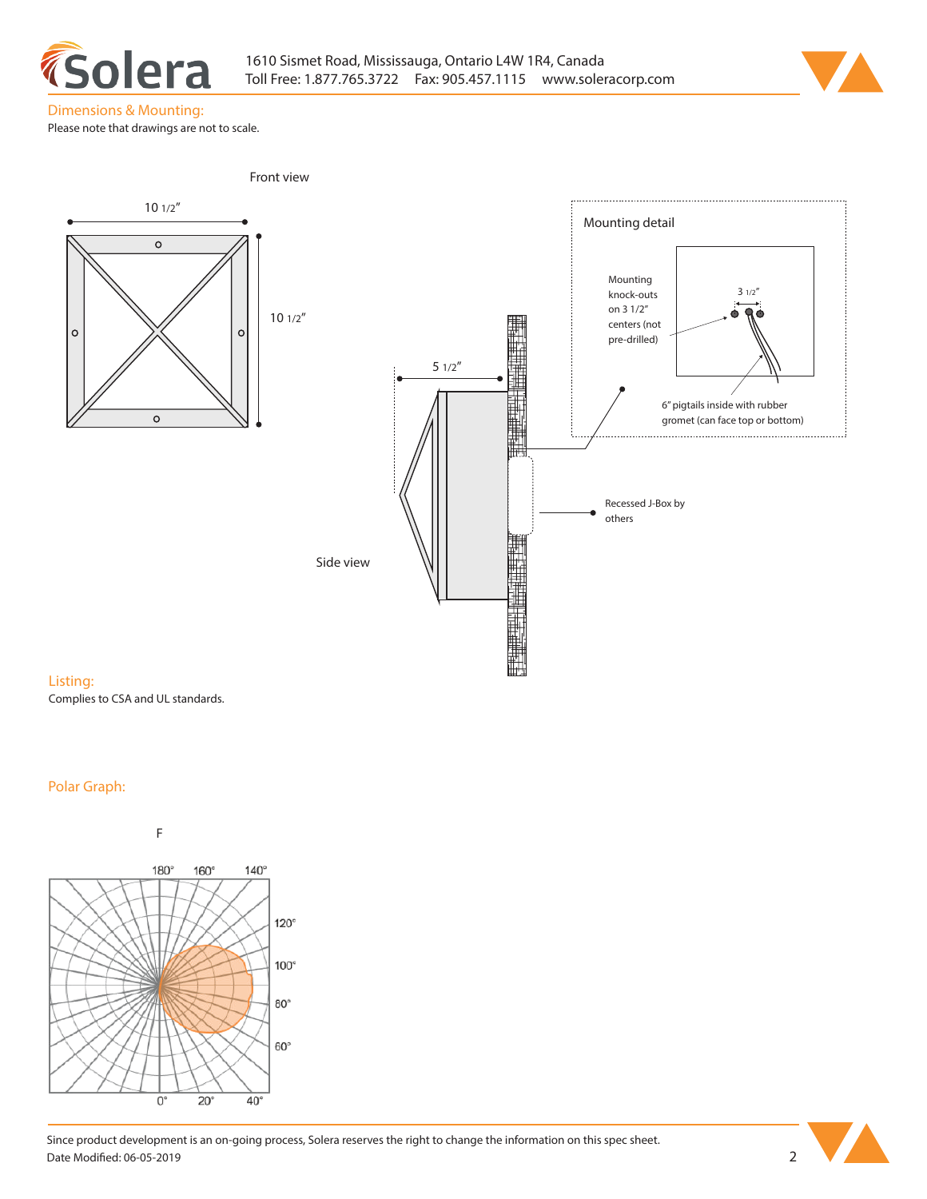1610 Sismet Road, Mississauga, Ontario L4W 1R4, Canada
Toll Free: 1.877.765.3722 Fax: 905.457.1115 www.soleracorp.com

## Dimensions & Mounting:

Please note that drawings are not to scale.

Front view

10 1/2"

10 1/2"

5 1/2"

Side view

Mounting detail

Mounting knock-outs on 3 1/2" centers (not pre-drilled)

3 1/2"

6" pigtails inside with rubber gromet (can face top or bottom)

Recessed J-Box by others

## Listing:

Complies to CSA and UL standards.

## Polar Graph:

F

180° 160° 140°

120°

100°

80°

60°

0° 20° 40°

Since product development is an on-going process, Solera reserves the right to change the information on this spec sheet.
Date Modified: 06-05-2019